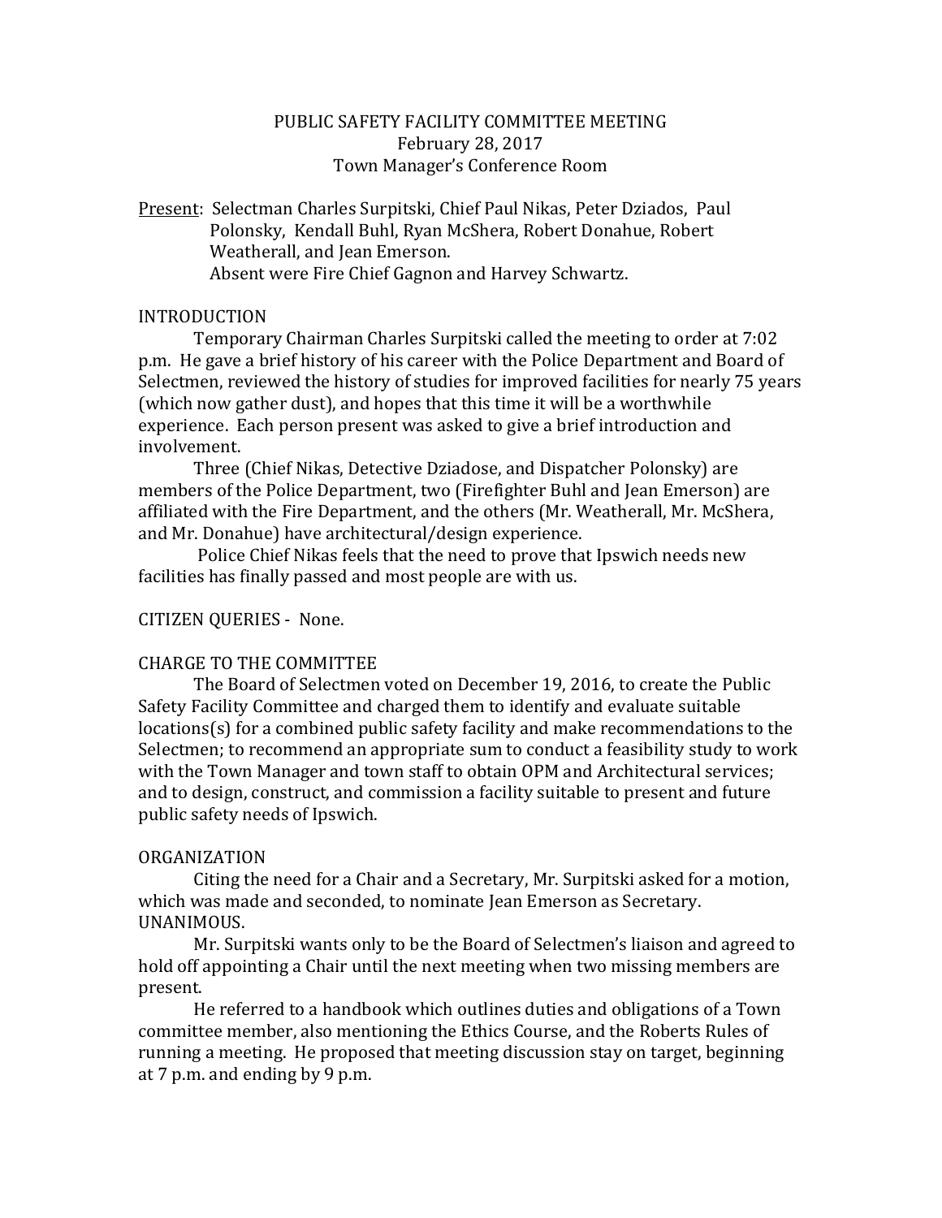# PUBLIC SAFETY FACILITY COMMITTEE MEETING

February 28, 2017

Town Manager's Conference Room

Present: Selectman Charles Surpitski, Chief Paul Nikas, Peter Dziados, Paul Polonsky, Kendall Buhl, Ryan McShera, Robert Donahue, Robert Weatherall, and Jean Emerson.
Absent were Fire Chief Gagnon and Harvey Schwartz.

## INTRODUCTION

Temporary Chairman Charles Surpitski called the meeting to order at 7:02 p.m. He gave a brief history of his career with the Police Department and Board of Selectmen, reviewed the history of studies for improved facilities for nearly 75 years (which now gather dust), and hopes that this time it will be a worthwhile experience. Each person present was asked to give a brief introduction and involvement.

Three (Chief Nikas, Detective Dziadose, and Dispatcher Polonsky) are members of the Police Department, two (Firefighter Buhl and Jean Emerson) are affiliated with the Fire Department, and the others (Mr. Weatherall, Mr. McShera, and Mr. Donahue) have architectural/design experience.

Police Chief Nikas feels that the need to prove that Ipswich needs new facilities has finally passed and most people are with us.

## CITIZEN QUERIES - None.

## CHARGE TO THE COMMITTEE

The Board of Selectmen voted on December 19, 2016, to create the Public Safety Facility Committee and charged them to identify and evaluate suitable locations(s) for a combined public safety facility and make recommendations to the Selectmen; to recommend an appropriate sum to conduct a feasibility study to work with the Town Manager and town staff to obtain OPM and Architectural services; and to design, construct, and commission a facility suitable to present and future public safety needs of Ipswich.

## ORGANIZATION

Citing the need for a Chair and a Secretary, Mr. Surpitski asked for a motion, which was made and seconded, to nominate Jean Emerson as Secretary. UNANIMOUS.

Mr. Surpitski wants only to be the Board of Selectmen's liaison and agreed to hold off appointing a Chair until the next meeting when two missing members are present.

He referred to a handbook which outlines duties and obligations of a Town committee member, also mentioning the Ethics Course, and the Roberts Rules of running a meeting. He proposed that meeting discussion stay on target, beginning at 7 p.m. and ending by 9 p.m.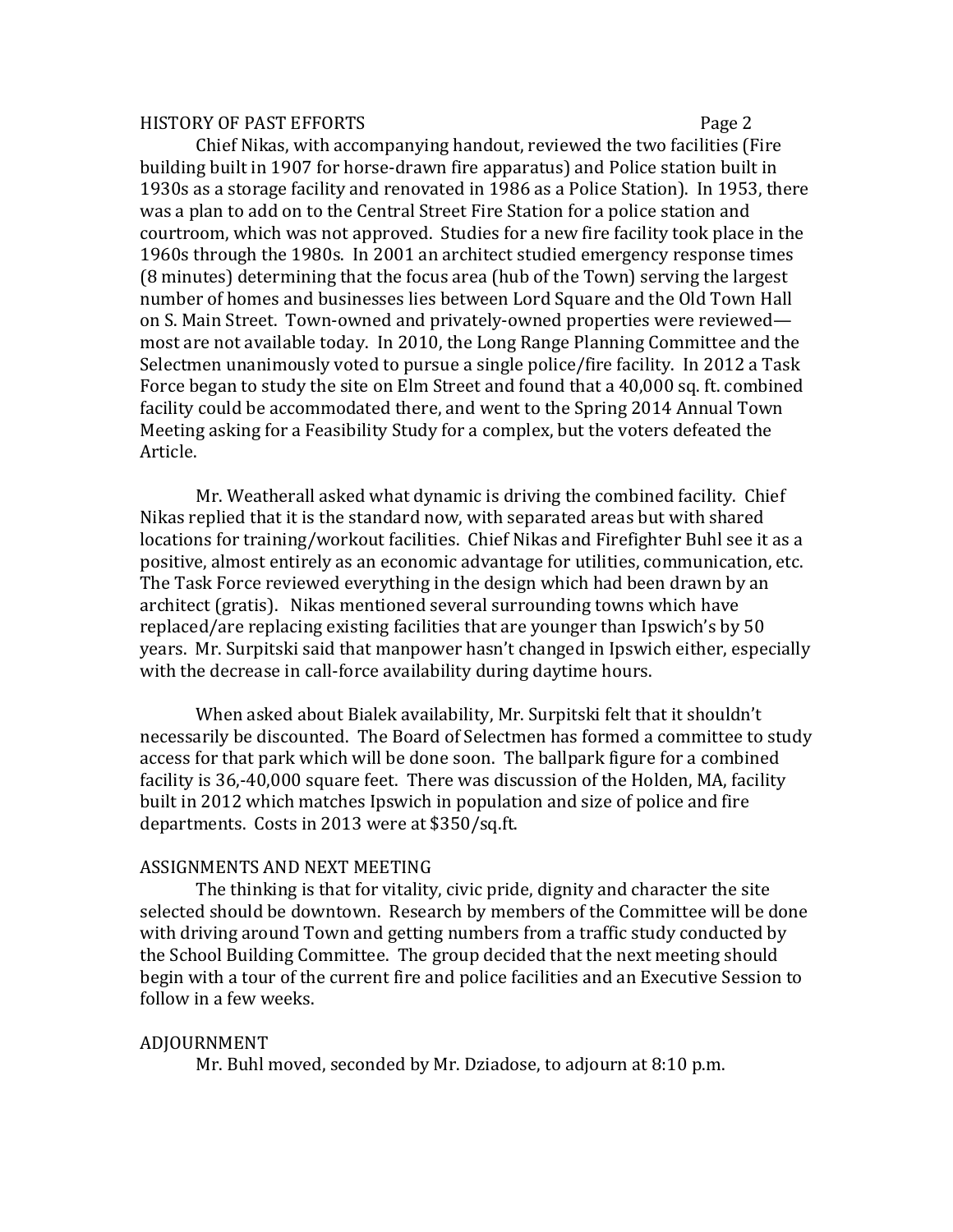## HISTORY OF PAST EFFORTS

Chief Nikas, with accompanying handout, reviewed the two facilities (Fire building built in 1907 for horse-drawn fire apparatus) and Police station built in 1930s as a storage facility and renovated in 1986 as a Police Station). In 1953, there was a plan to add on to the Central Street Fire Station for a police station and courtroom, which was not approved. Studies for a new fire facility took place in the 1960s through the 1980s. In 2001 an architect studied emergency response times (8 minutes) determining that the focus area (hub of the Town) serving the largest number of homes and businesses lies between Lord Square and the Old Town Hall on S. Main Street. Town-owned and privately-owned properties were reviewed—most are not available today. In 2010, the Long Range Planning Committee and the Selectmen unanimously voted to pursue a single police/fire facility. In 2012 a Task Force began to study the site on Elm Street and found that a 40,000 sq. ft. combined facility could be accommodated there, and went to the Spring 2014 Annual Town Meeting asking for a Feasibility Study for a complex, but the voters defeated the Article.

Mr. Weatherall asked what dynamic is driving the combined facility. Chief Nikas replied that it is the standard now, with separated areas but with shared locations for training/workout facilities. Chief Nikas and Firefighter Buhl see it as a positive, almost entirely as an economic advantage for utilities, communication, etc. The Task Force reviewed everything in the design which had been drawn by an architect (gratis). Nikas mentioned several surrounding towns which have replaced/are replacing existing facilities that are younger than Ipswich's by 50 years. Mr. Surpitski said that manpower hasn't changed in Ipswich either, especially with the decrease in call-force availability during daytime hours.

When asked about Bialek availability, Mr. Surpitski felt that it shouldn't necessarily be discounted. The Board of Selectmen has formed a committee to study access for that park which will be done soon. The ballpark figure for a combined facility is 36,-40,000 square feet. There was discussion of the Holden, MA, facility built in 2012 which matches Ipswich in population and size of police and fire departments. Costs in 2013 were at $350/sq.ft.

## ASSIGNMENTS AND NEXT MEETING

The thinking is that for vitality, civic pride, dignity and character the site selected should be downtown. Research by members of the Committee will be done with driving around Town and getting numbers from a traffic study conducted by the School Building Committee. The group decided that the next meeting should begin with a tour of the current fire and police facilities and an Executive Session to follow in a few weeks.

## ADJOURNMENT

Mr. Buhl moved, seconded by Mr. Dziadose, to adjourn at 8:10 p.m.